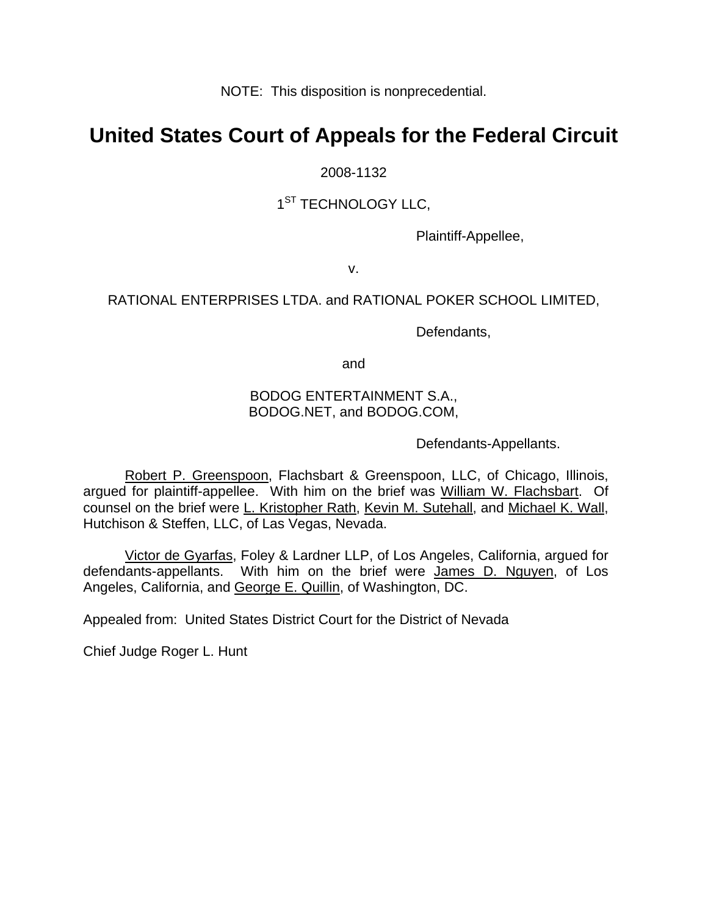NOTE: This disposition is nonprecedential.

# United States Court of Appeals for the Federal Circuit

2008-1132

1ST TECHNOLOGY LLC,

Plaintiff-Appellee,

v.

RATIONAL ENTERPRISES LTDA. and RATIONAL POKER SCHOOL LIMITED,

Defendants,

and

BODOG ENTERTAINMENT S.A.,
BODOG.NET, and BODOG.COM,

Defendants-Appellants.

Robert P. Greenspoon, Flachsbart & Greenspoon, LLC, of Chicago, Illinois, argued for plaintiff-appellee. With him on the brief was William W. Flachsbart. Of counsel on the brief were L. Kristopher Rath, Kevin M. Sutehall, and Michael K. Wall, Hutchison & Steffen, LLC, of Las Vegas, Nevada.

Victor de Gyarfas, Foley & Lardner LLP, of Los Angeles, California, argued for defendants-appellants. With him on the brief were James D. Nguyen, of Los Angeles, California, and George E. Quillin, of Washington, DC.

Appealed from: United States District Court for the District of Nevada

Chief Judge Roger L. Hunt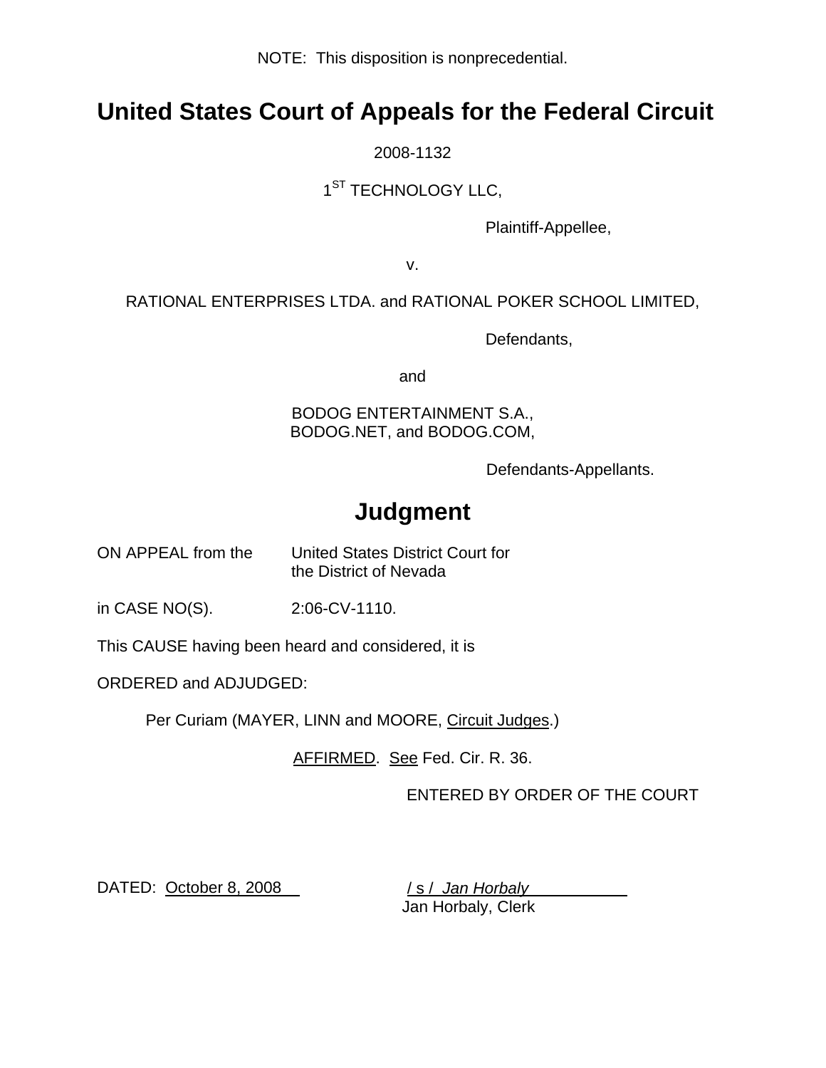NOTE: This disposition is nonprecedential.

# United States Court of Appeals for the Federal Circuit

2008-1132

1[ST] TECHNOLOGY LLC,

Plaintiff-Appellee,

v.

RATIONAL ENTERPRISES LTDA. and RATIONAL POKER SCHOOL LIMITED,

Defendants,

and

BODOG ENTERTAINMENT S.A.,
BODOG.NET, and BODOG.COM,

Defendants-Appellants.

## Judgment

ON APPEAL from the United States District Court for the District of Nevada

in CASE NO(S). 2:06-CV-1110.

This CAUSE having been heard and considered, it is

ORDERED and ADJUDGED:

Per Curiam (MAYER, LINN and MOORE, Circuit Judges.)

AFFIRMED. See Fed. Cir. R. 36.

ENTERED BY ORDER OF THE COURT

DATED: October 8, 2008

/ s / *Jan Horbaly*
Jan Horbaly, Clerk